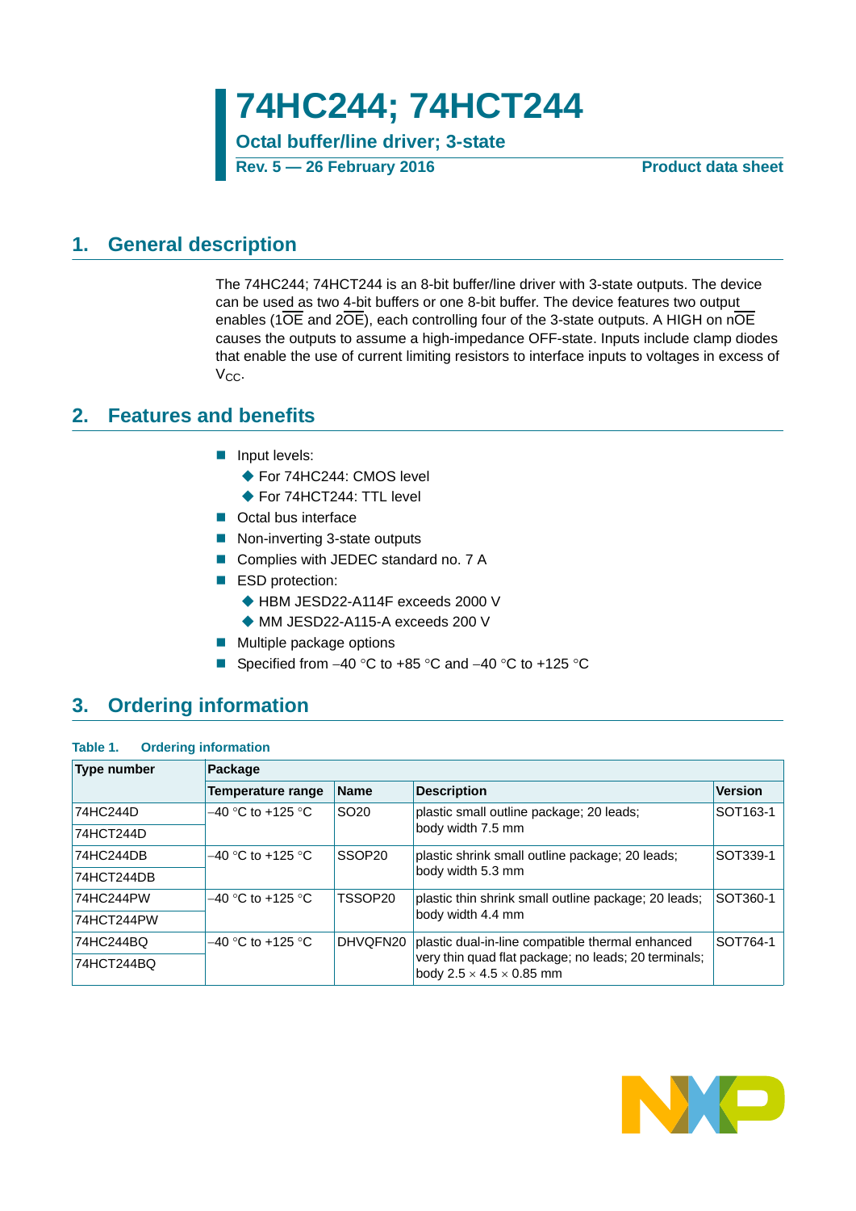# 74HC244; 74HCT244

**Octal buffer/line driver; 3-state**

**Rev. 5 — 26 February 2016** **Product data sheet**

## 1. General description

The 74HC244; 74HCT244 is an 8-bit buffer/line driver with 3-state outputs. The device can be used as two 4-bit buffers or one 8-bit buffer. The device features two output enables ($1\overline{OE}$ and $2\overline{OE}$), each controlling four of the 3-state outputs. A HIGH on $n\overline{OE}$ causes the outputs to assume a high-impedance OFF-state. Inputs include clamp diodes that enable the use of current limiting resistors to interface inputs to voltages in excess of $V_{CC}$.

## 2. Features and benefits

- Input levels:
  - For 74HC244: CMOS level
  - For 74HCT244: TTL level
- Octal bus interface
- Non-inverting 3-state outputs
- Complies with JEDEC standard no. 7 A
- ESD protection:
  - HBM JESD22-A114F exceeds 2000 V
  - MM JESD22-A115-A exceeds 200 V
- Multiple package options
- Specified from –40 °C to +85 °C and –40 °C to +125 °C

## 3. Ordering information

**Table 1. Ordering information**

| Type number | Package | | | |
|---|---|---|---|---|
| | Temperature range | Name | Description | Version |
| 74HC244D | –40 °C to +125 °C | SO20 | plastic small outline package; 20 leads; body width 7.5 mm | SOT163-1 |
| 74HCT244D | | | | |
| 74HC244DB | –40 °C to +125 °C | SSOP20 | plastic shrink small outline package; 20 leads; body width 5.3 mm | SOT339-1 |
| 74HCT244DB | | | | |
| 74HC244PW | –40 °C to +125 °C | TSSOP20 | plastic thin shrink small outline package; 20 leads; body width 4.4 mm | SOT360-1 |
| 74HCT244PW | | | | |
| 74HC244BQ | –40 °C to +125 °C | DHVQFN20 | plastic dual-in-line compatible thermal enhanced very thin quad flat package; no leads; 20 terminals; body 2.5 × 4.5 × 0.85 mm | SOT764-1 |
| 74HCT244BQ | | | | |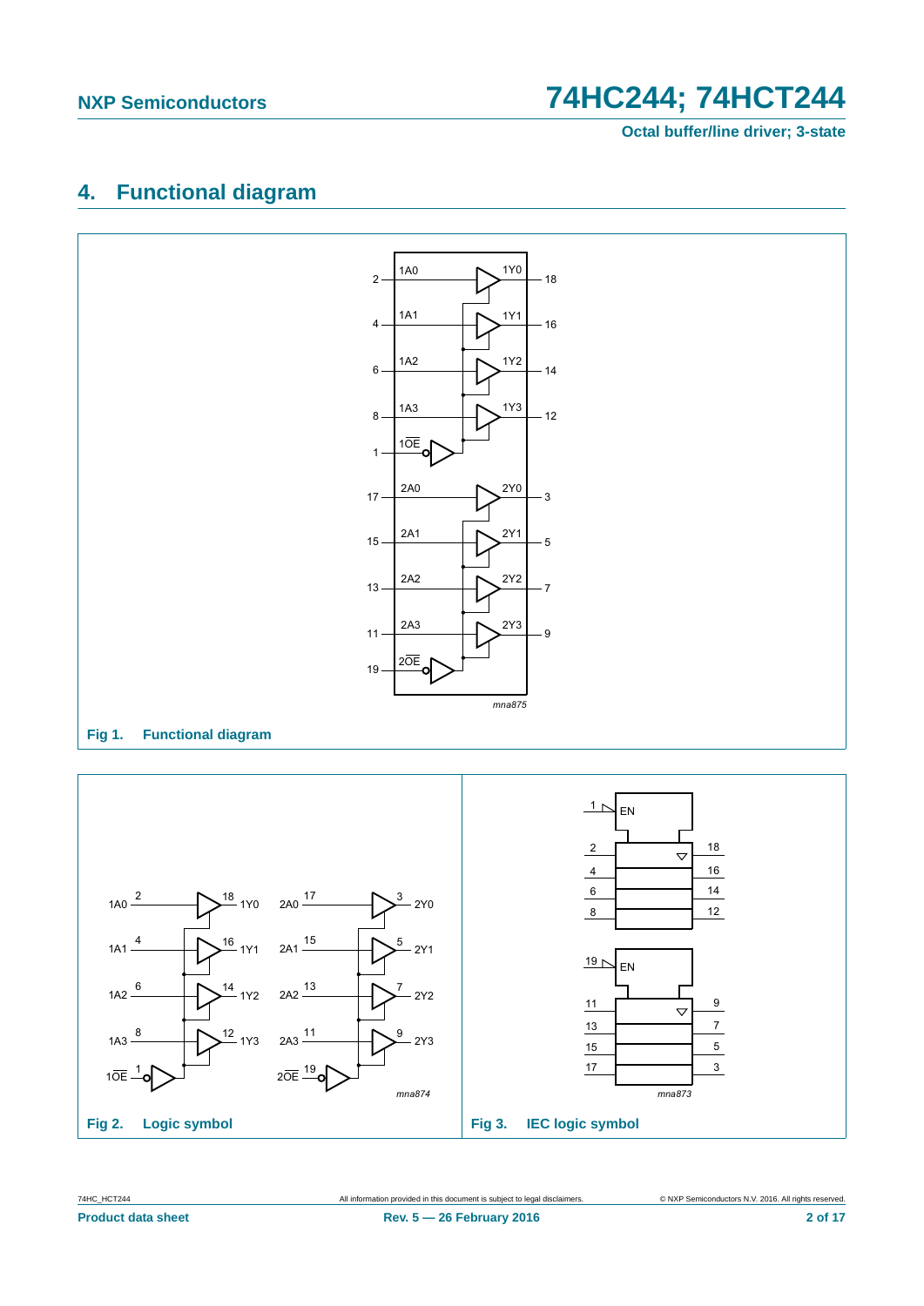## 4. Functional diagram

Fig 1. Functional diagram

Fig 2. Logic symbol

Fig 3. IEC logic symbol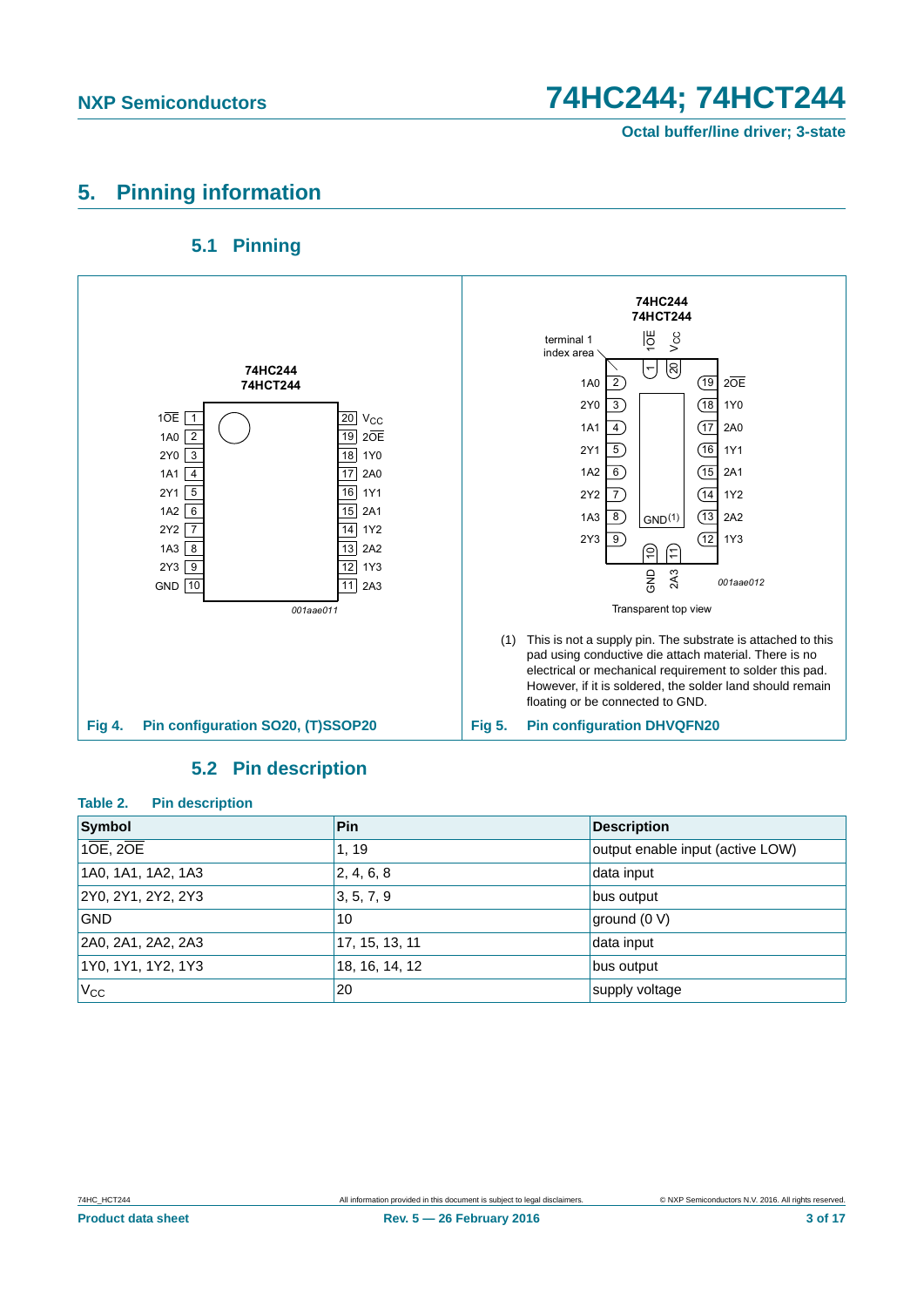# 5. Pinning information

## 5.1 Pinning

Fig 4. Pin configuration SO20, (T)SSOP20

(1) This is not a supply pin. The substrate is attached to this pad using conductive die attach material. There is no electrical or mechanical requirement to solder this pad. However, if it is soldered, the solder land should remain floating or be connected to GND.

Fig 5. Pin configuration DHVQFN20

## 5.2 Pin description

**Table 2. Pin description**

| Symbol | Pin | Description |
|---|---|---|
| $\overline{1OE}$, $\overline{2OE}$ | 1, 19 | output enable input (active LOW) |
| 1A0, 1A1, 1A2, 1A3 | 2, 4, 6, 8 | data input |
| 2Y0, 2Y1, 2Y2, 2Y3 | 3, 5, 7, 9 | bus output |
| GND | 10 | ground (0 V) |
| 2A0, 2A1, 2A2, 2A3 | 17, 15, 13, 11 | data input |
| 1Y0, 1Y1, 1Y2, 1Y3 | 18, 16, 14, 12 | bus output |
| $V_{CC}$ | 20 | supply voltage |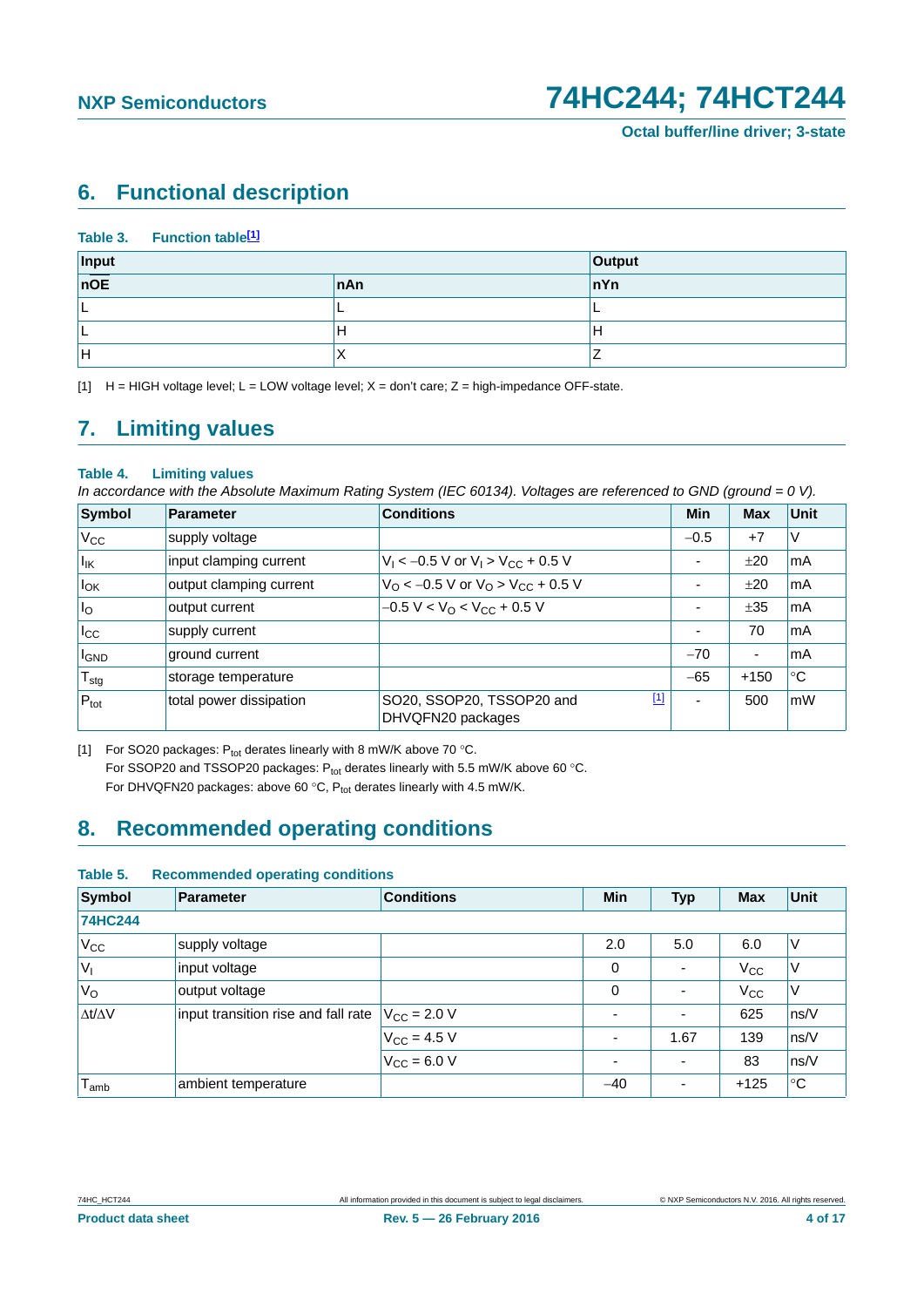## 6. Functional description

**Table 3. Function table[1]**

| Input | | Output |
|---|---|---|
| $\overline{nOE}$ | nAn | nYn |
| L | L | L |
| L | H | H |
| H | X | Z |

[1] H = HIGH voltage level; L = LOW voltage level; X = don't care; Z = high-impedance OFF-state.

## 7. Limiting values

**Table 4. Limiting values**

*In accordance with the Absolute Maximum Rating System (IEC 60134). Voltages are referenced to GND (ground = 0 V).*

| Symbol | Parameter | Conditions | Min | Max | Unit |
|---|---|---|---|---|---|
| $V_{CC}$ | supply voltage | | −0.5 | +7 | V |
| $I_{IK}$ | input clamping current | $V_I < -0.5$ V or $V_I > V_{CC} + 0.5$ V | - | ±20 | mA |
| $I_{OK}$ | output clamping current | $V_O < -0.5$ V or $V_O > V_{CC} + 0.5$ V | - | ±20 | mA |
| $I_O$ | output current | $-0.5$ V $< V_O < V_{CC} + 0.5$ V | - | ±35 | mA |
| $I_{CC}$ | supply current | | - | 70 | mA |
| $I_{GND}$ | ground current | | −70 | - | mA |
| $T_{stg}$ | storage temperature | | −65 | +150 | °C |
| $P_{tot}$ | total power dissipation | SO20, SSOP20, TSSOP20 and DHVQFN20 packages [1] | - | 500 | mW |

[1] For SO20 packages: $P_{tot}$ derates linearly with 8 mW/K above 70 °C.
For SSOP20 and TSSOP20 packages: $P_{tot}$ derates linearly with 5.5 mW/K above 60 °C.
For DHVQFN20 packages: above 60 °C, $P_{tot}$ derates linearly with 4.5 mW/K.

## 8. Recommended operating conditions

**Table 5. Recommended operating conditions**

| Symbol | Parameter | Conditions | Min | Typ | Max | Unit |
|---|---|---|---|---|---|---|
| **74HC244** | | | | | | |
| $V_{CC}$ | supply voltage | | 2.0 | 5.0 | 6.0 | V |
| $V_I$ | input voltage | | 0 | - | $V_{CC}$ | V |
| $V_O$ | output voltage | | 0 | - | $V_{CC}$ | V |
| $\Delta t/\Delta V$ | input transition rise and fall rate | $V_{CC} = 2.0$ V | - | - | 625 | ns/V |
| | | $V_{CC} = 4.5$ V | - | 1.67 | 139 | ns/V |
| | | $V_{CC} = 6.0$ V | - | - | 83 | ns/V |
| $T_{amb}$ | ambient temperature | | −40 | - | +125 | °C |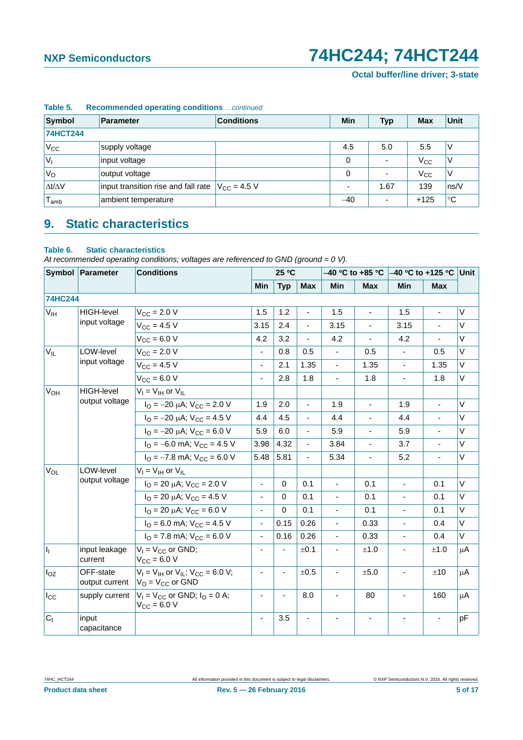**Table 5. Recommended operating conditions** *...continued*

| Symbol | Parameter | Conditions | Min | Typ | Max | Unit |
|---|---|---|---|---|---|---|
| **74HCT244** | | | | | | |
| $V_{CC}$ | supply voltage | | 4.5 | 5.0 | 5.5 | V |
| $V_I$ | input voltage | | 0 | - | $V_{CC}$ | V |
| $V_O$ | output voltage | | 0 | - | $V_{CC}$ | V |
| $\Delta t/\Delta V$ | input transition rise and fall rate | $V_{CC}$ = 4.5 V | - | 1.67 | 139 | ns/V |
| $T_{amb}$ | ambient temperature | | −40 | - | +125 | °C |

## 9. Static characteristics

**Table 6. Static characteristics**

*At recommended operating conditions; voltages are referenced to GND (ground = 0 V).*

| Symbol | Parameter | Conditions | 25 °C | | | −40 °C to +85 °C | | −40 °C to +125 °C | | Unit |
|---|---|---|---|---|---|---|---|---|---|---|
| | | | Min | Typ | Max | Min | Max | Min | Max | |
| **74HC244** | | | | | | | | | | |
| $V_{IH}$ | HIGH-level input voltage | $V_{CC}$ = 2.0 V | 1.5 | 1.2 | - | 1.5 | - | 1.5 | - | V |
| | | $V_{CC}$ = 4.5 V | 3.15 | 2.4 | - | 3.15 | - | 3.15 | - | V |
| | | $V_{CC}$ = 6.0 V | 4.2 | 3.2 | - | 4.2 | - | 4.2 | - | V |
| $V_{IL}$ | LOW-level input voltage | $V_{CC}$ = 2.0 V | - | 0.8 | 0.5 | - | 0.5 | - | 0.5 | V |
| | | $V_{CC}$ = 4.5 V | - | 2.1 | 1.35 | - | 1.35 | - | 1.35 | V |
| | | $V_{CC}$ = 6.0 V | - | 2.8 | 1.8 | - | 1.8 | - | 1.8 | V |
| $V_{OH}$ | HIGH-level output voltage | $V_I = V_{IH}$ or $V_{IL}$ | | | | | | | | |
| | | $I_O$ = −20 μA; $V_{CC}$ = 2.0 V | 1.9 | 2.0 | - | 1.9 | - | 1.9 | - | V |
| | | $I_O$ = −20 μA; $V_{CC}$ = 4.5 V | 4.4 | 4.5 | - | 4.4 | - | 4.4 | - | V |
| | | $I_O$ = −20 μA; $V_{CC}$ = 6.0 V | 5.9 | 6.0 | - | 5.9 | - | 5.9 | - | V |
| | | $I_O$ = −6.0 mA; $V_{CC}$ = 4.5 V | 3.98 | 4.32 | - | 3.84 | - | 3.7 | - | V |
| | | $I_O$ = −7.8 mA; $V_{CC}$ = 6.0 V | 5.48 | 5.81 | - | 5.34 | - | 5.2 | - | V |
| $V_{OL}$ | LOW-level output voltage | $V_I = V_{IH}$ or $V_{IL}$ | | | | | | | | |
| | | $I_O$ = 20 μA; $V_{CC}$ = 2.0 V | - | 0 | 0.1 | - | 0.1 | - | 0.1 | V |
| | | $I_O$ = 20 μA; $V_{CC}$ = 4.5 V | - | 0 | 0.1 | - | 0.1 | - | 0.1 | V |
| | | $I_O$ = 20 μA; $V_{CC}$ = 6.0 V | - | 0 | 0.1 | - | 0.1 | - | 0.1 | V |
| | | $I_O$ = 6.0 mA; $V_{CC}$ = 4.5 V | - | 0.15 | 0.26 | - | 0.33 | - | 0.4 | V |
| | | $I_O$ = 7.8 mA; $V_{CC}$ = 6.0 V | - | 0.16 | 0.26 | - | 0.33 | - | 0.4 | V |
| $I_I$ | input leakage current | $V_I = V_{CC}$ or GND; $V_{CC}$ = 6.0 V | - | - | ±0.1 | - | ±1.0 | - | ±1.0 | μA |
| $I_{OZ}$ | OFF-state output current | $V_I = V_{IH}$ or $V_{IL}$; $V_{CC}$ = 6.0 V; $V_O = V_{CC}$ or GND | - | - | ±0.5 | - | ±5.0 | - | ±10 | μA |
| $I_{CC}$ | supply current | $V_I = V_{CC}$ or GND; $I_O$ = 0 A; $V_{CC}$ = 6.0 V | - | - | 8.0 | - | 80 | - | 160 | μA |
| $C_I$ | input capacitance | | - | 3.5 | - | - | - | - | - | pF |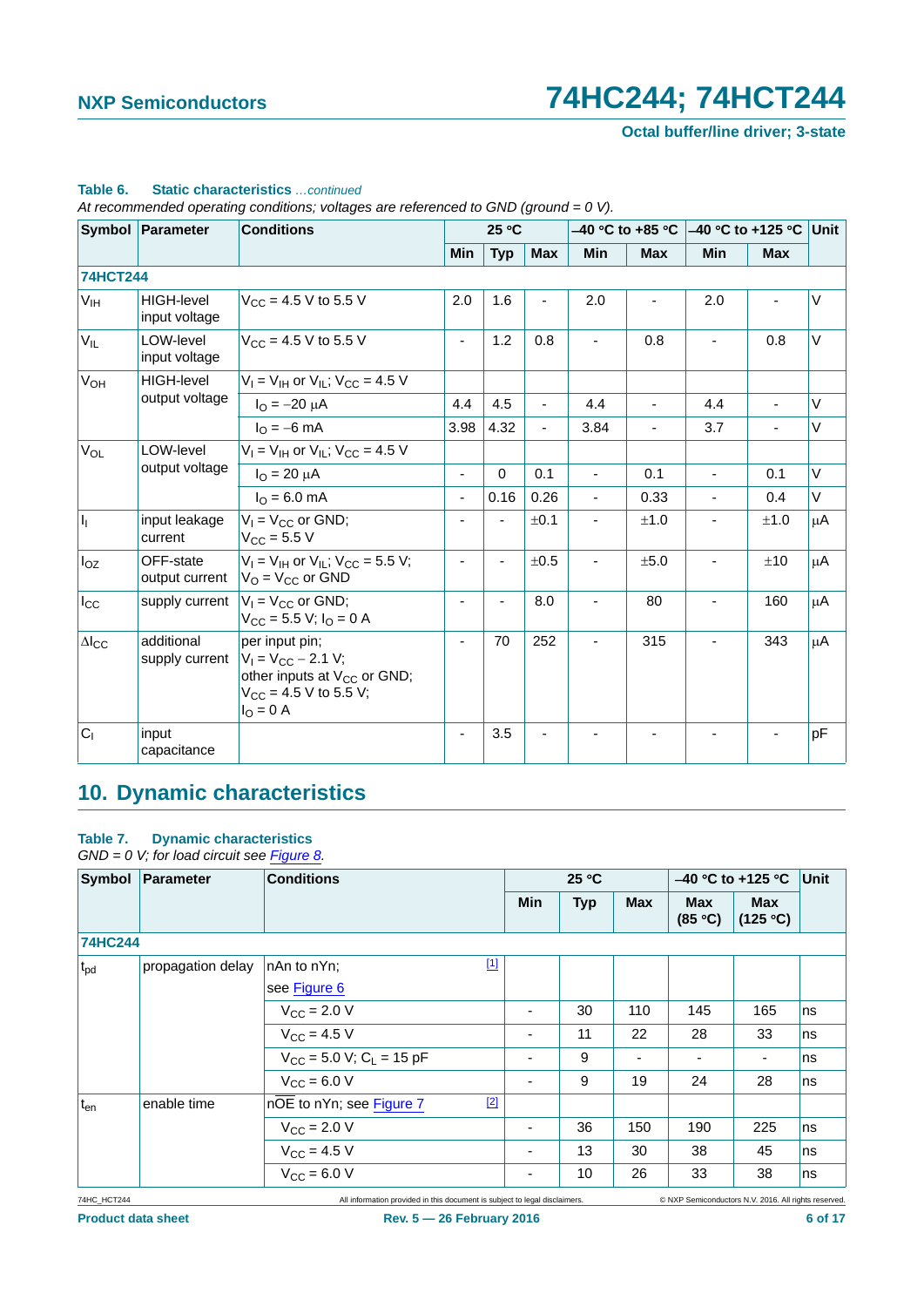**Table 6. Static characteristics** *…continued*

*At recommended operating conditions; voltages are referenced to GND (ground = 0 V).*

| Symbol | Parameter | Conditions | 25 °C | | | −40 °C to +85 °C | | −40 °C to +125 °C | | Unit |
|---|---|---|---|---|---|---|---|---|---|---|
| | | | Min | Typ | Max | Min | Max | Min | Max | |
| **74HCT244** | | | | | | | | | | |
| $V_{IH}$ | HIGH-level input voltage | $V_{CC}$ = 4.5 V to 5.5 V | 2.0 | 1.6 | - | 2.0 | - | 2.0 | - | V |
| $V_{IL}$ | LOW-level input voltage | $V_{CC}$ = 4.5 V to 5.5 V | - | 1.2 | 0.8 | - | 0.8 | - | 0.8 | V |
| $V_{OH}$ | HIGH-level output voltage | $V_I$ = $V_{IH}$ or $V_{IL}$; $V_{CC}$ = 4.5 V | | | | | | | | |
| | | $I_O$ = −20 μA | 4.4 | 4.5 | - | 4.4 | - | 4.4 | - | V |
| | | $I_O$ = −6 mA | 3.98 | 4.32 | - | 3.84 | - | 3.7 | - | V |
| $V_{OL}$ | LOW-level output voltage | $V_I$ = $V_{IH}$ or $V_{IL}$; $V_{CC}$ = 4.5 V | | | | | | | | |
| | | $I_O$ = 20 μA | - | 0 | 0.1 | - | 0.1 | - | 0.1 | V |
| | | $I_O$ = 6.0 mA | - | 0.16 | 0.26 | - | 0.33 | - | 0.4 | V |
| $I_I$ | input leakage current | $V_I$ = $V_{CC}$ or GND; $V_{CC}$ = 5.5 V | - | - | ±0.1 | - | ±1.0 | - | ±1.0 | μA |
| $I_{OZ}$ | OFF-state output current | $V_I$ = $V_{IH}$ or $V_{IL}$; $V_{CC}$ = 5.5 V; $V_O$ = $V_{CC}$ or GND | - | - | ±0.5 | - | ±5.0 | - | ±10 | μA |
| $I_{CC}$ | supply current | $V_I$ = $V_{CC}$ or GND; $V_{CC}$ = 5.5 V; $I_O$ = 0 A | - | - | 8.0 | - | 80 | - | 160 | μA |
| $\Delta I_{CC}$ | additional supply current | per input pin; $V_I$ = $V_{CC}$ − 2.1 V; other inputs at $V_{CC}$ or GND; $V_{CC}$ = 4.5 V to 5.5 V; $I_O$ = 0 A | - | 70 | 252 | - | 315 | - | 343 | μA |
| $C_I$ | input capacitance | | - | 3.5 | - | - | - | - | - | pF |

## 10. Dynamic characteristics

**Table 7. Dynamic characteristics**

*GND = 0 V; for load circuit see Figure 8.*

| Symbol | Parameter | Conditions | 25 °C | | | −40 °C to +125 °C | | Unit |
|---|---|---|---|---|---|---|---|---|
| | | | Min | Typ | Max | Max (85 °C) | Max (125 °C) | |
| **74HC244** | | | | | | | | |
| $t_{pd}$ | propagation delay | nAn to nYn; see Figure 6 [1] | | | | | | |
| | | $V_{CC}$ = 2.0 V | - | 30 | 110 | 145 | 165 | ns |
| | | $V_{CC}$ = 4.5 V | - | 11 | 22 | 28 | 33 | ns |
| | | $V_{CC}$ = 5.0 V; $C_L$ = 15 pF | - | 9 | - | - | - | ns |
| | | $V_{CC}$ = 6.0 V | - | 9 | 19 | 24 | 28 | ns |
| $t_{en}$ | enable time | $n\overline{OE}$ to nYn; see Figure 7 [2] | | | | | | |
| | | $V_{CC}$ = 2.0 V | - | 36 | 150 | 190 | 225 | ns |
| | | $V_{CC}$ = 4.5 V | - | 13 | 30 | 38 | 45 | ns |
| | | $V_{CC}$ = 6.0 V | - | 10 | 26 | 33 | 38 | ns |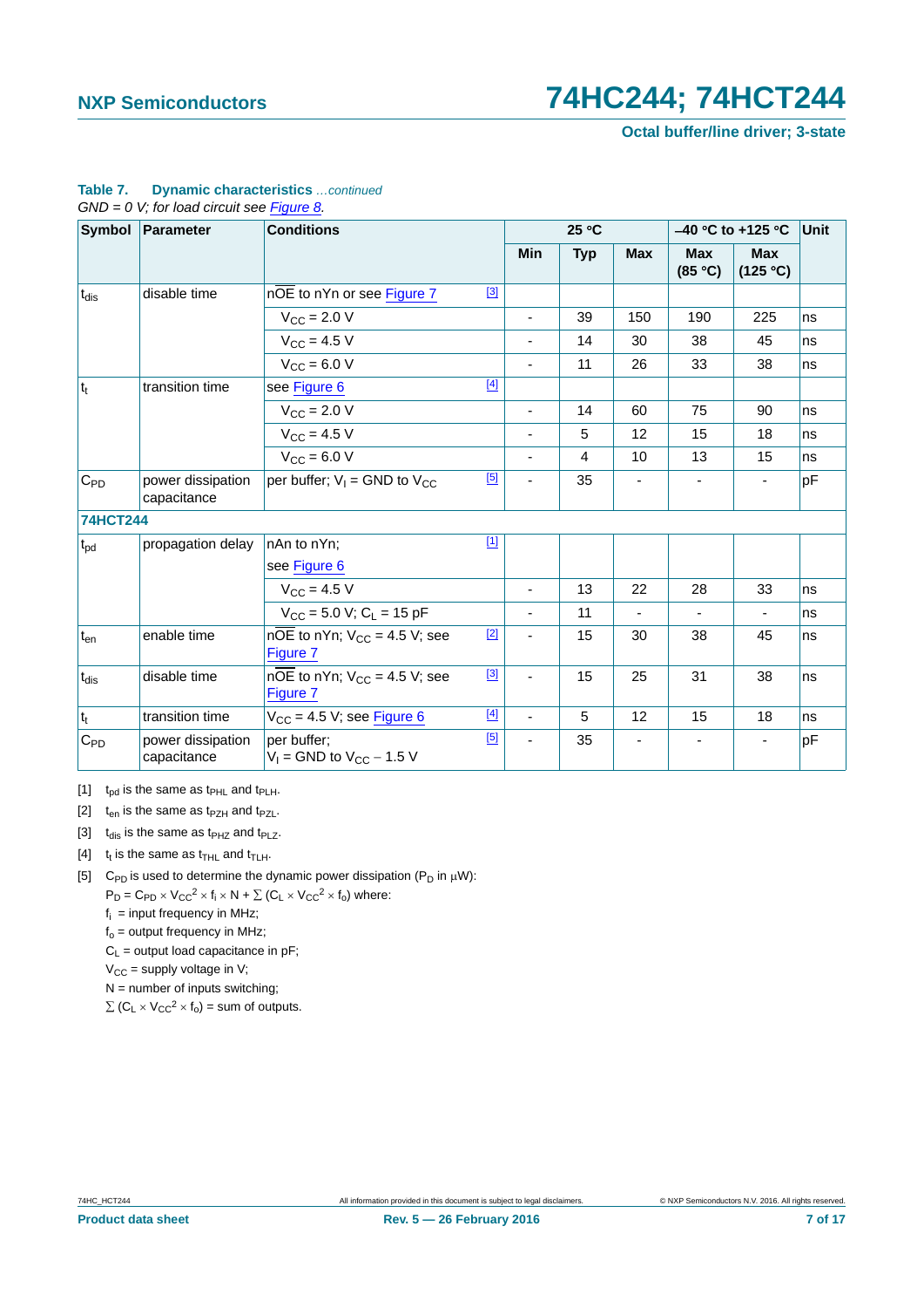**Table 7. Dynamic characteristics** *...continued*

*GND = 0 V; for load circuit see Figure 8.*

| Symbol | Parameter | Conditions | 25 °C | | | −40 °C to +125 °C | | Unit |
|---|---|---|---|---|---|---|---|---|
| | | | Min | Typ | Max | Max (85 °C) | Max (125 °C) | |
| $t_{dis}$ | disable time | $n\overline{OE}$ to nYn or see Figure 7 [3] | | | | | | |
| | | $V_{CC}$ = 2.0 V | - | 39 | 150 | 190 | 225 | ns |
| | | $V_{CC}$ = 4.5 V | - | 14 | 30 | 38 | 45 | ns |
| | | $V_{CC}$ = 6.0 V | - | 11 | 26 | 33 | 38 | ns |
| $t_t$ | transition time | see Figure 6 [4] | | | | | | |
| | | $V_{CC}$ = 2.0 V | - | 14 | 60 | 75 | 90 | ns |
| | | $V_{CC}$ = 4.5 V | - | 5 | 12 | 15 | 18 | ns |
| | | $V_{CC}$ = 6.0 V | - | 4 | 10 | 13 | 15 | ns |
| $C_{PD}$ | power dissipation capacitance | per buffer; $V_I$ = GND to $V_{CC}$ [5] | - | 35 | - | - | - | pF |
| **74HCT244** | | | | | | | | |
| $t_{pd}$ | propagation delay | nAn to nYn; see Figure 6 [1] | | | | | | |
| | | $V_{CC}$ = 4.5 V | - | 13 | 22 | 28 | 33 | ns |
| | | $V_{CC}$ = 5.0 V; $C_L$ = 15 pF | - | 11 | - | - | - | ns |
| $t_{en}$ | enable time | $n\overline{OE}$ to nYn; $V_{CC}$ = 4.5 V; see Figure 7 [2] | - | 15 | 30 | 38 | 45 | ns |
| $t_{dis}$ | disable time | $n\overline{OE}$ to nYn; $V_{CC}$ = 4.5 V; see Figure 7 [3] | - | 15 | 25 | 31 | 38 | ns |
| $t_t$ | transition time | $V_{CC}$ = 4.5 V; see Figure 6 [4] | - | 5 | 12 | 15 | 18 | ns |
| $C_{PD}$ | power dissipation capacitance | per buffer; $V_I$ = GND to $V_{CC}$ − 1.5 V [5] | - | 35 | - | - | - | pF |

[1] $t_{pd}$ is the same as $t_{PHL}$ and $t_{PLH}$.

[2] $t_{en}$ is the same as $t_{PZH}$ and $t_{PZL}$.

[3] $t_{dis}$ is the same as $t_{PHZ}$ and $t_{PLZ}$.

[4] $t_t$ is the same as $t_{THL}$ and $t_{TLH}$.

[5] $C_{PD}$ is used to determine the dynamic power dissipation ($P_D$ in μW):

$P_D = C_{PD} \times V_{CC}^2 \times f_i \times N + \sum (C_L \times V_{CC}^2 \times f_o)$ where:

$f_i$ = input frequency in MHz;

$f_o$ = output frequency in MHz;

$C_L$ = output load capacitance in pF;

$V_{CC}$ = supply voltage in V;

N = number of inputs switching;

$\sum (C_L \times V_{CC}^2 \times f_o)$ = sum of outputs.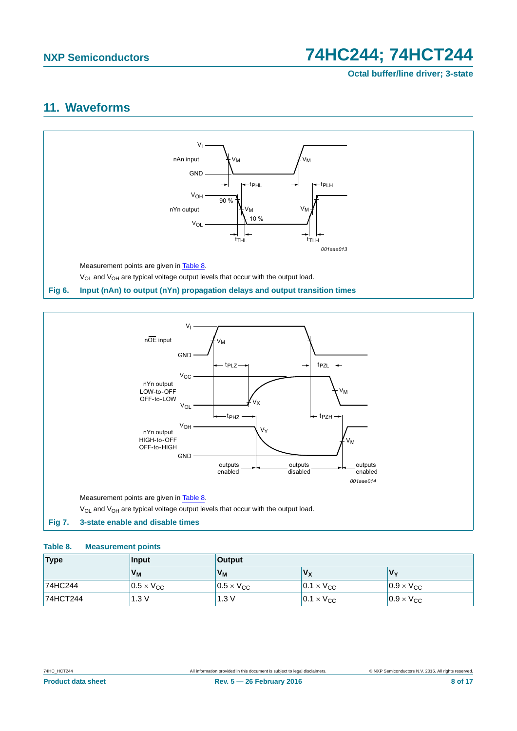## 11. Waveforms

Measurement points are given in Table 8.

$V_{OL}$ and $V_{OH}$ are typical voltage output levels that occur with the output load.

**Fig 6. Input (nAn) to output (nYn) propagation delays and output transition times**

Measurement points are given in Table 8.

$V_{OL}$ and $V_{OH}$ are typical voltage output levels that occur with the output load.

**Fig 7. 3-state enable and disable times**

**Table 8. Measurement points**

| Type | Input | Output | | |
|---|---|---|---|---|
| | $V_M$ | $V_M$ | $V_X$ | $V_Y$ |
| 74HC244 | $0.5 \times V_{CC}$ | $0.5 \times V_{CC}$ | $0.1 \times V_{CC}$ | $0.9 \times V_{CC}$ |
| 74HCT244 | 1.3 V | 1.3 V | $0.1 \times V_{CC}$ | $0.9 \times V_{CC}$ |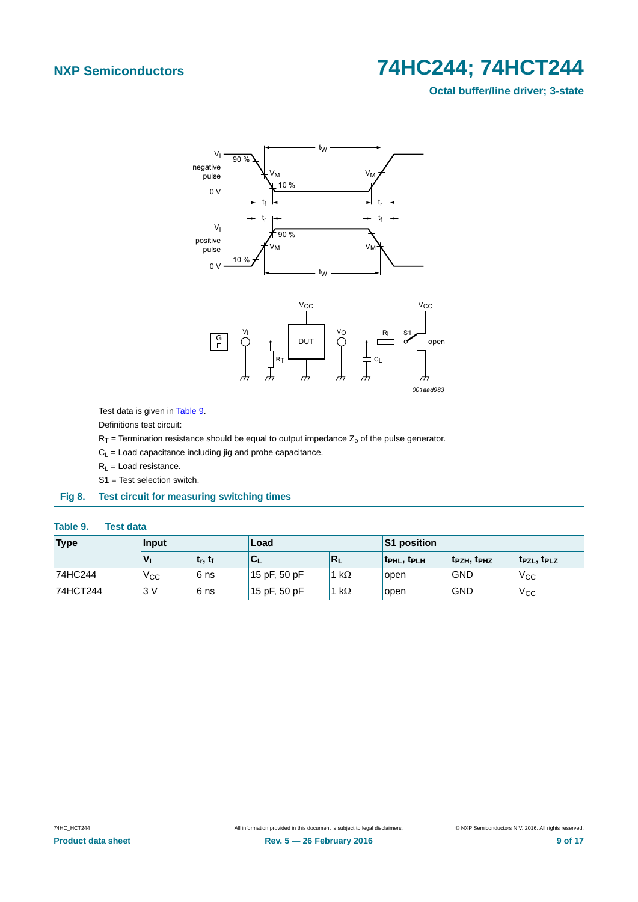Test data is given in Table 9.

Definitions test circuit:

$R_T$ = Termination resistance should be equal to output impedance $Z_o$ of the pulse generator.

$C_L$ = Load capacitance including jig and probe capacitance.

$R_L$ = Load resistance.

S1 = Test selection switch.

**Fig 8. Test circuit for measuring switching times**

**Table 9. Test data**

| Type | Input | | Load | | S1 position | | |
|---|---|---|---|---|---|---|---|
| | $V_I$ | $t_r$, $t_f$ | $C_L$ | $R_L$ | $t_{PHL}$, $t_{PLH}$ | $t_{PZH}$, $t_{PHZ}$ | $t_{PZL}$, $t_{PLZ}$ |
| 74HC244 | $V_{CC}$ | 6 ns | 15 pF, 50 pF | 1 kΩ | open | GND | $V_{CC}$ |
| 74HCT244 | 3 V | 6 ns | 15 pF, 50 pF | 1 kΩ | open | GND | $V_{CC}$ |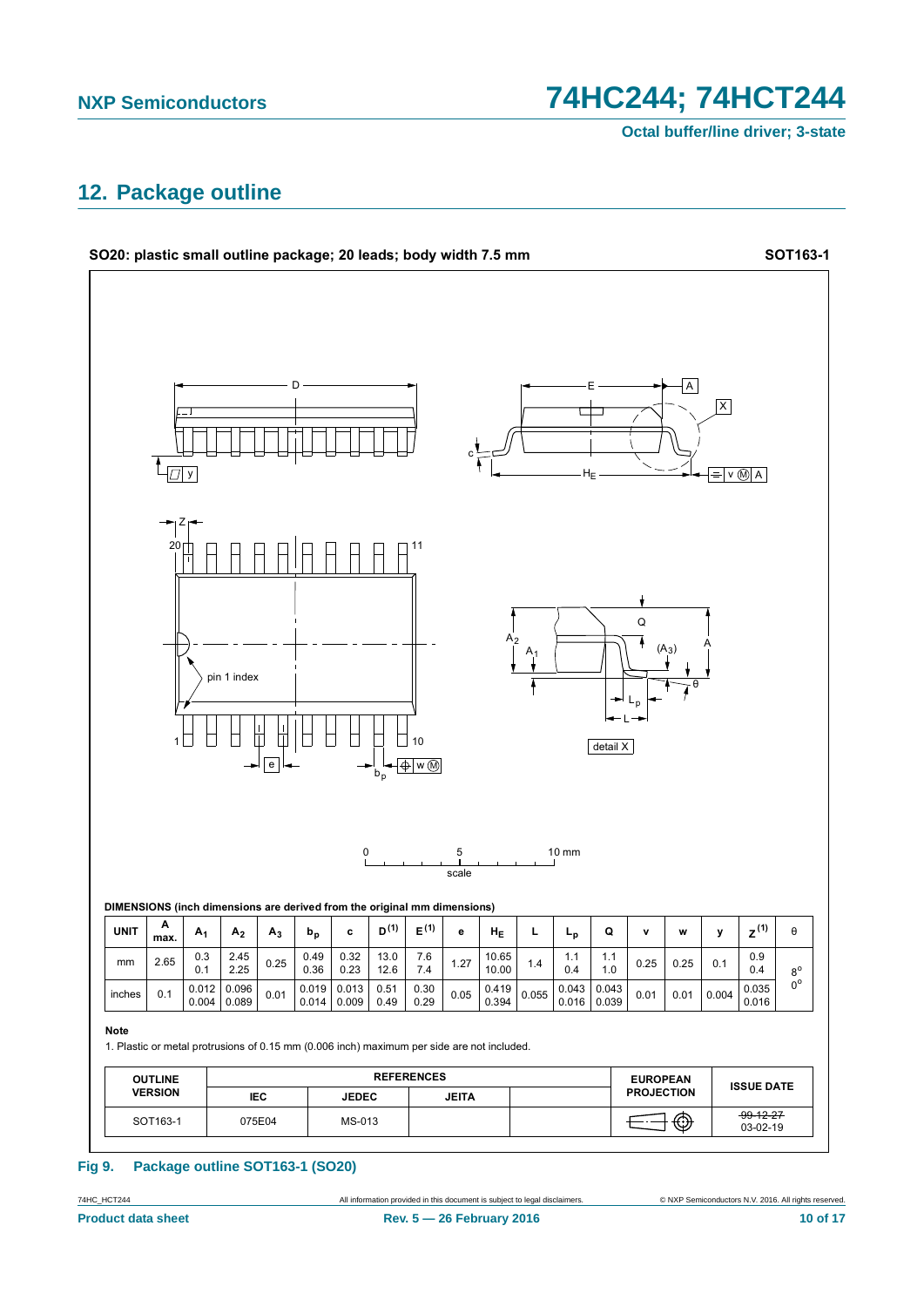## 12. Package outline

**SO20: plastic small outline package; 20 leads; body width 7.5 mm** **SOT163-1**

**DIMENSIONS (inch dimensions are derived from the original mm dimensions)**

| UNIT | A max. | $A_1$ | $A_2$ | $A_3$ | $b_p$ | c | $D^{(1)}$ | $E^{(1)}$ | e | $H_E$ | L | $L_p$ | Q | v | w | y | $Z^{(1)}$ | θ |
|---|---|---|---|---|---|---|---|---|---|---|---|---|---|---|---|---|---|---|
| mm | 2.65 | 0.3<br>0.1 | 2.45<br>2.25 | 0.25 | 0.49<br>0.36 | 0.32<br>0.23 | 13.0<br>12.6 | 7.6<br>7.4 | 1.27 | 10.65<br>10.00 | 1.4 | 1.1<br>0.4 | 1.1<br>1.0 | 0.25 | 0.25 | 0.1 | 0.9<br>0.4 | 8°<br>0° |
| inches | 0.1 | 0.012<br>0.004 | 0.096<br>0.089 | 0.01 | 0.019<br>0.014 | 0.013<br>0.009 | 0.51<br>0.49 | 0.30<br>0.29 | 0.05 | 0.419<br>0.394 | 0.055 | 0.043<br>0.016 | 0.043<br>0.039 | 0.01 | 0.01 | 0.004 | 0.035<br>0.016 | |

**Note**

1. Plastic or metal protrusions of 0.15 mm (0.006 inch) maximum per side are not included.

| OUTLINE VERSION | REFERENCES | | | | EUROPEAN PROJECTION | ISSUE DATE |
|---|---|---|---|---|---|---|
| | IEC | JEDEC | JEITA | | | |
| SOT163-1 | 075E04 | MS-013 | | | | ~~99-12-27~~<br>03-02-19 |

**Fig 9. Package outline SOT163-1 (SO20)**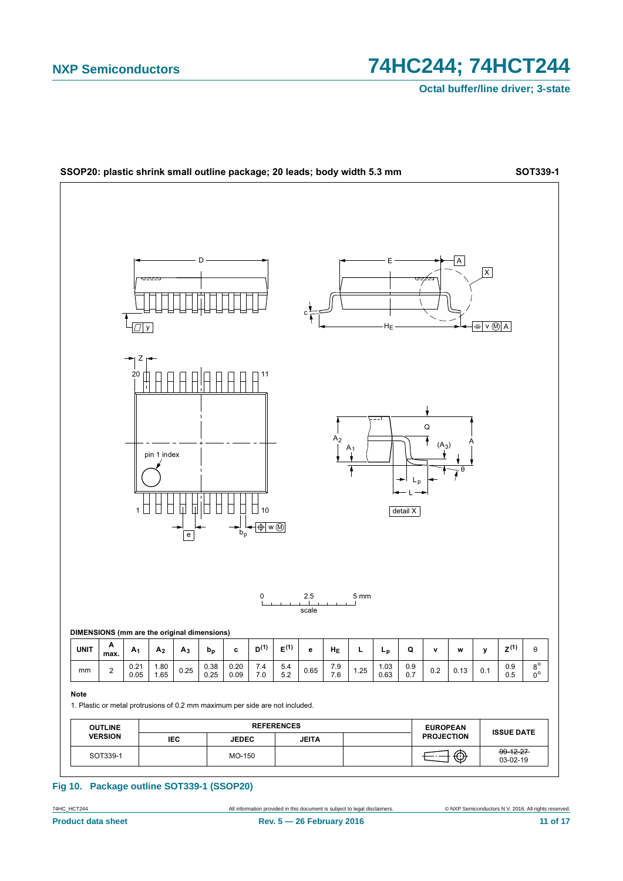**SSOP20: plastic shrink small outline package; 20 leads; body width 5.3 mm** **SOT339-1**

**DIMENSIONS (mm are the original dimensions)**

| UNIT | A max. | $A_1$ | $A_2$ | $A_3$ | $b_p$ | c | $D^{(1)}$ | $E^{(1)}$ | e | $H_E$ | L | $L_p$ | Q | v | w | y | $Z^{(1)}$ | θ |
|---|---|---|---|---|---|---|---|---|---|---|---|---|---|---|---|---|---|---|
| mm | 2 | 0.21<br>0.05 | 1.80<br>1.65 | 0.25 | 0.38<br>0.25 | 0.20<br>0.09 | 7.4<br>7.0 | 5.4<br>5.2 | 0.65 | 7.9<br>7.6 | 1.25 | 1.03<br>0.63 | 0.9<br>0.7 | 0.2 | 0.13 | 0.1 | 0.9<br>0.5 | 8°<br>0° |

**Note**

1. Plastic or metal protrusions of 0.2 mm maximum per side are not included.

| OUTLINE VERSION | REFERENCES | | | | EUROPEAN PROJECTION | ISSUE DATE |
|---|---|---|---|---|---|---|
| | IEC | JEDEC | JEITA | | | |
| SOT339-1 | | MO-150 | | | | ~~99-12-27~~<br>03-02-19 |

**Fig 10. Package outline SOT339-1 (SSOP20)**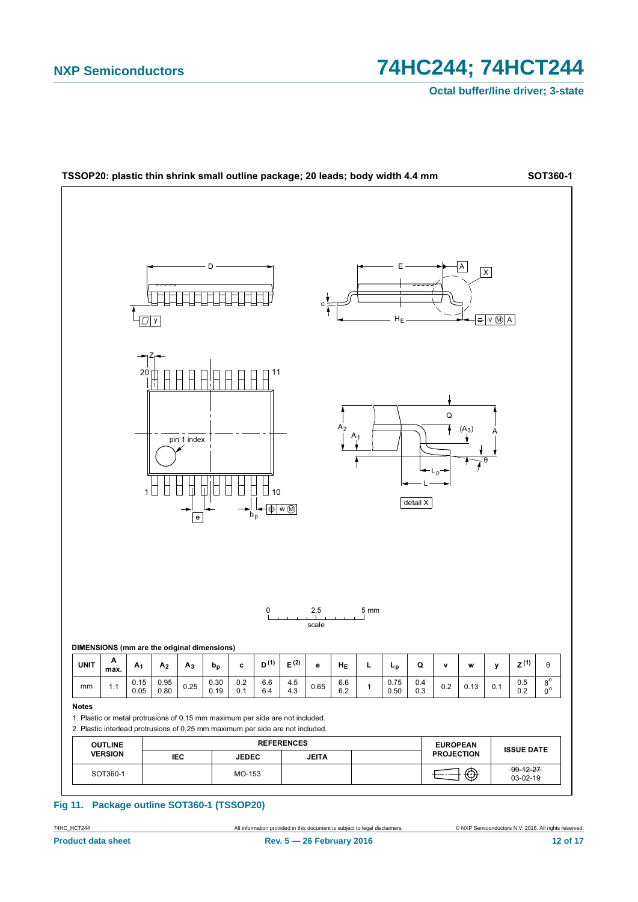**TSSOP20: plastic thin shrink small outline package; 20 leads; body width 4.4 mm** **SOT360-1**

DIMENSIONS (mm are the original dimensions)

| UNIT | A max. | $A_1$ | $A_2$ | $A_3$ | $b_p$ | c | $D^{(1)}$ | $E^{(2)}$ | e | $H_E$ | L | $L_p$ | Q | v | w | y | $Z^{(1)}$ | θ |
|---|---|---|---|---|---|---|---|---|---|---|---|---|---|---|---|---|---|---|
| mm | 1.1 | 0.15<br>0.05 | 0.95<br>0.80 | 0.25 | 0.30<br>0.19 | 0.2<br>0.1 | 6.6<br>6.4 | 4.5<br>4.3 | 0.65 | 6.6<br>6.2 | 1 | 0.75<br>0.50 | 0.4<br>0.3 | 0.2 | 0.13 | 0.1 | 0.5<br>0.2 | 8°<br>0° |

**Notes**

1. Plastic or metal protrusions of 0.15 mm maximum per side are not included.
2. Plastic interlead protrusions of 0.25 mm maximum per side are not included.

| OUTLINE VERSION | REFERENCES | | | | EUROPEAN PROJECTION | ISSUE DATE |
|---|---|---|---|---|---|---|
| | IEC | JEDEC | JEITA | | | |
| SOT360-1 | | MO-153 | | | | ~~99-12-27~~<br>03-02-19 |

**Fig 11. Package outline SOT360-1 (TSSOP20)**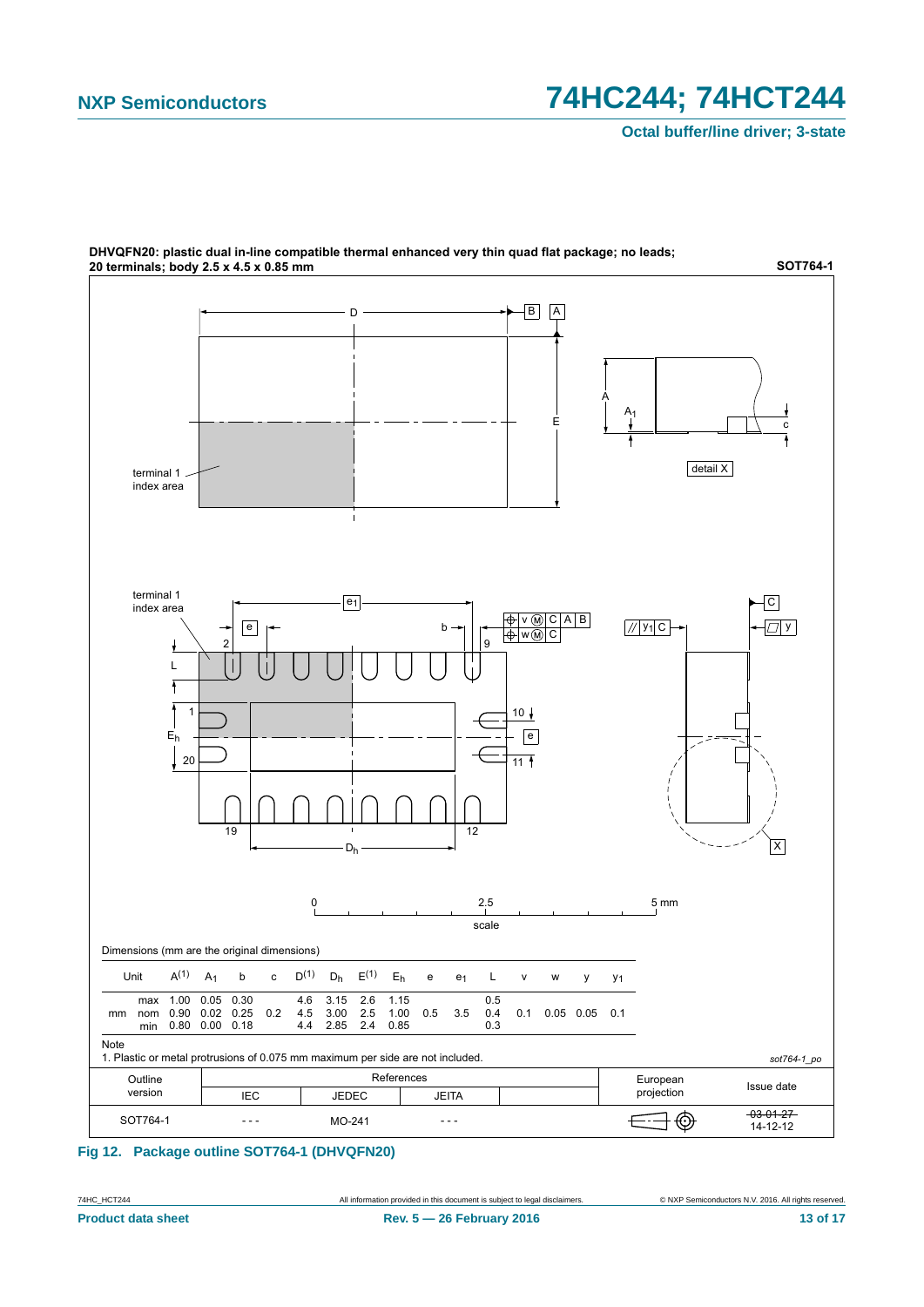**DHVQFN20: plastic dual in-line compatible thermal enhanced very thin quad flat package; no leads; 20 terminals; body 2.5 x 4.5 x 0.85 mm**

**SOT764-1**

Dimensions (mm are the original dimensions)

| Unit | | A(1) | $A_1$ | b | c | D(1) | $D_h$ | E(1) | $E_h$ | e | $e_1$ | L | v | w | y | $y_1$ |
|---|---|---|---|---|---|---|---|---|---|---|---|---|---|---|---|---|
| mm | max | 1.00 | 0.05 | 0.30 | | 4.6 | 3.15 | 2.6 | 1.15 | | | 0.5 | | | | |
| | nom | 0.90 | 0.02 | 0.25 | 0.2 | 4.5 | 3.00 | 2.5 | 1.00 | 0.5 | 3.5 | 0.4 | 0.1 | 0.05 | 0.05 | 0.1 |
| | min | 0.80 | 0.00 | 0.18 | | 4.4 | 2.85 | 2.4 | 0.85 | | | 0.3 | | | | |

Note

1. Plastic or metal protrusions of 0.075 mm maximum per side are not included.

sot764-1_po

| Outline version | References IEC | References JEDEC | References JEITA | European projection | Issue date |
|---|---|---|---|---|---|
| SOT764-1 | --- | MO-241 | --- | | ~~03-01-27~~ 14-12-12 |

**Fig 12. Package outline SOT764-1 (DHVQFN20)**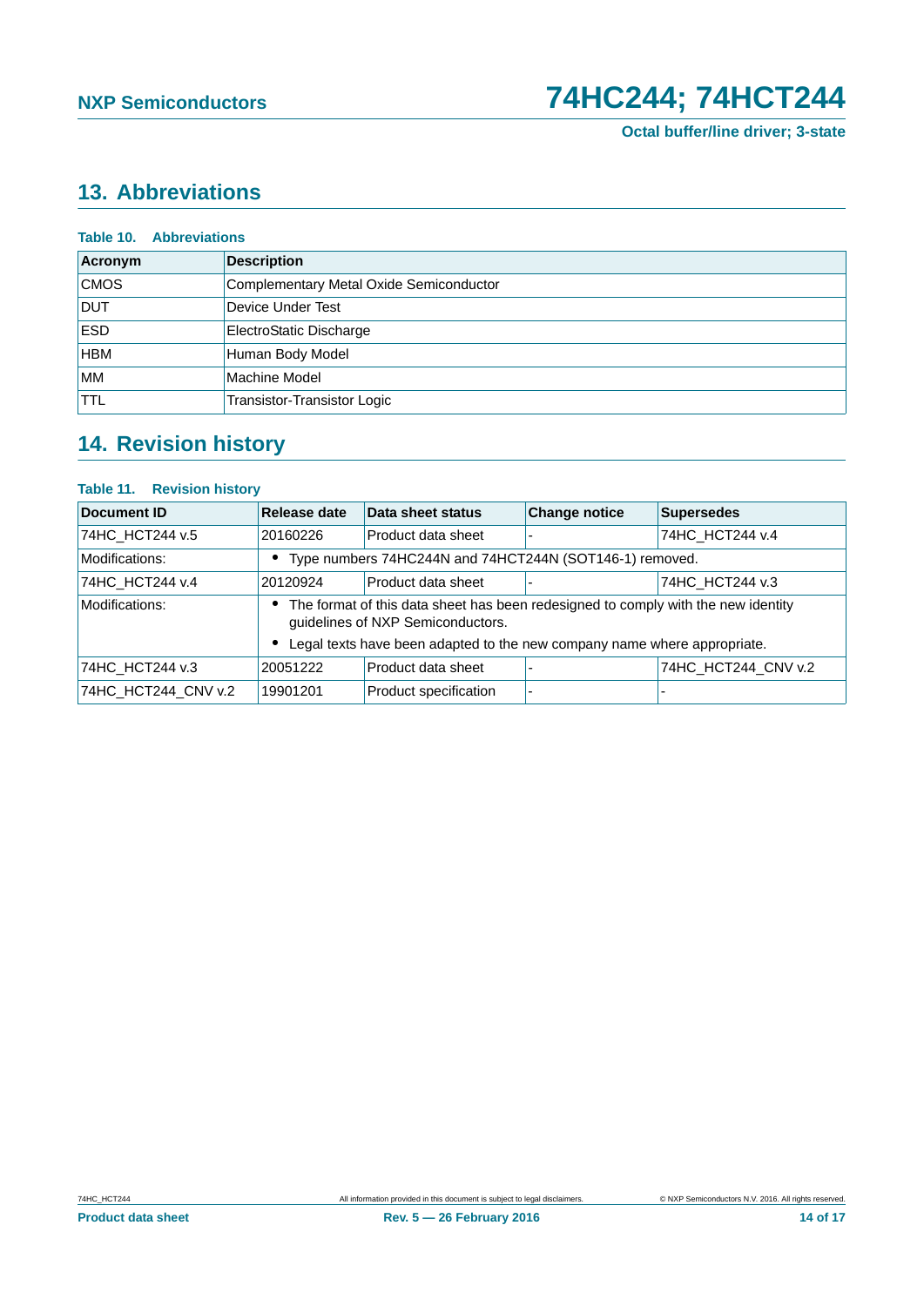## 13. Abbreviations

**Table 10. Abbreviations**

| Acronym | Description |
|---|---|
| CMOS | Complementary Metal Oxide Semiconductor |
| DUT | Device Under Test |
| ESD | ElectroStatic Discharge |
| HBM | Human Body Model |
| MM | Machine Model |
| TTL | Transistor-Transistor Logic |

## 14. Revision history

**Table 11. Revision history**

| Document ID | Release date | Data sheet status | Change notice | Supersedes |
|---|---|---|---|---|
| 74HC_HCT244 v.5 | 20160226 | Product data sheet | - | 74HC_HCT244 v.4 |
| Modifications: | • Type numbers 74HC244N and 74HCT244N (SOT146-1) removed. | | | |
| 74HC_HCT244 v.4 | 20120924 | Product data sheet | - | 74HC_HCT244 v.3 |
| Modifications: | • The format of this data sheet has been redesigned to comply with the new identity guidelines of NXP Semiconductors. • Legal texts have been adapted to the new company name where appropriate. | | | |
| 74HC_HCT244 v.3 | 20051222 | Product data sheet | - | 74HC_HCT244_CNV v.2 |
| 74HC_HCT244_CNV v.2 | 19901201 | Product specification | - | - |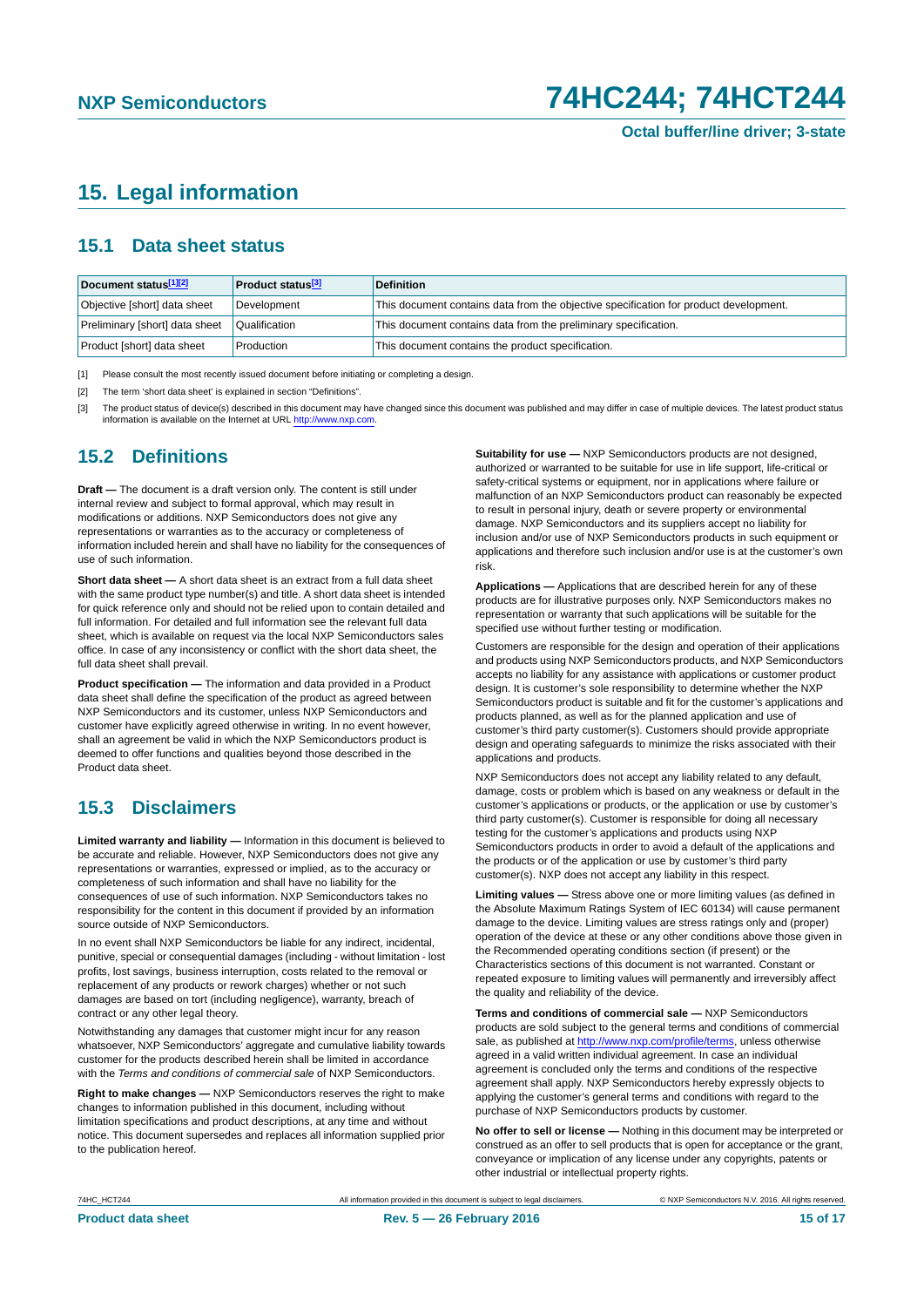# 15. Legal information

## 15.1 Data sheet status

| Document status[1][2] | Product status[3] | Definition |
| --- | --- | --- |
| Objective [short] data sheet | Development | This document contains data from the objective specification for product development. |
| Preliminary [short] data sheet | Qualification | This document contains data from the preliminary specification. |
| Product [short] data sheet | Production | This document contains the product specification. |

[1] Please consult the most recently issued document before initiating or completing a design.

[2] The term 'short data sheet' is explained in section "Definitions".

[3] The product status of device(s) described in this document may have changed since this document was published and may differ in case of multiple devices. The latest product status information is available on the Internet at URL http://www.nxp.com.

## 15.2 Definitions

**Draft —** The document is a draft version only. The content is still under internal review and subject to formal approval, which may result in modifications or additions. NXP Semiconductors does not give any representations or warranties as to the accuracy or completeness of information included herein and shall have no liability for the consequences of use of such information.

**Short data sheet —** A short data sheet is an extract from a full data sheet with the same product type number(s) and title. A short data sheet is intended for quick reference only and should not be relied upon to contain detailed and full information. For detailed and full information see the relevant full data sheet, which is available on request via the local NXP Semiconductors sales office. In case of any inconsistency or conflict with the short data sheet, the full data sheet shall prevail.

**Product specification —** The information and data provided in a Product data sheet shall define the specification of the product as agreed between NXP Semiconductors and its customer, unless NXP Semiconductors and customer have explicitly agreed otherwise in writing. In no event however, shall an agreement be valid in which the NXP Semiconductors product is deemed to offer functions and qualities beyond those described in the Product data sheet.

## 15.3 Disclaimers

**Limited warranty and liability —** Information in this document is believed to be accurate and reliable. However, NXP Semiconductors does not give any representations or warranties, expressed or implied, as to the accuracy or completeness of such information and shall have no liability for the consequences of use of such information. NXP Semiconductors takes no responsibility for the content in this document if provided by an information source outside of NXP Semiconductors.

In no event shall NXP Semiconductors be liable for any indirect, incidental, punitive, special or consequential damages (including - without limitation - lost profits, lost savings, business interruption, costs related to the removal or replacement of any products or rework charges) whether or not such damages are based on tort (including negligence), warranty, breach of contract or any other legal theory.

Notwithstanding any damages that customer might incur for any reason whatsoever, NXP Semiconductors' aggregate and cumulative liability towards customer for the products described herein shall be limited in accordance with the *Terms and conditions of commercial sale* of NXP Semiconductors.

**Right to make changes —** NXP Semiconductors reserves the right to make changes to information published in this document, including without limitation specifications and product descriptions, at any time and without notice. This document supersedes and replaces all information supplied prior to the publication hereof.

**Suitability for use —** NXP Semiconductors products are not designed, authorized or warranted to be suitable for use in life support, life-critical or safety-critical systems or equipment, nor in applications where failure or malfunction of an NXP Semiconductors product can reasonably be expected to result in personal injury, death or severe property or environmental damage. NXP Semiconductors and its suppliers accept no liability for inclusion and/or use of NXP Semiconductors products in such equipment or applications and therefore such inclusion and/or use is at the customer's own risk.

**Applications —** Applications that are described herein for any of these products are for illustrative purposes only. NXP Semiconductors makes no representation or warranty that such applications will be suitable for the specified use without further testing or modification.

Customers are responsible for the design and operation of their applications and products using NXP Semiconductors products, and NXP Semiconductors accepts no liability for any assistance with applications or customer product design. It is customer's sole responsibility to determine whether the NXP Semiconductors product is suitable and fit for the customer's applications and products planned, as well as for the planned application and use of customer's third party customer(s). Customers should provide appropriate design and operating safeguards to minimize the risks associated with their applications and products.

NXP Semiconductors does not accept any liability related to any default, damage, costs or problem which is based on any weakness or default in the customer's applications or products, or the application or use by customer's third party customer(s). Customer is responsible for doing all necessary testing for the customer's applications and products using NXP Semiconductors products in order to avoid a default of the applications and the products or of the application or use by customer's third party customer(s). NXP does not accept any liability in this respect.

**Limiting values —** Stress above one or more limiting values (as defined in the Absolute Maximum Ratings System of IEC 60134) will cause permanent damage to the device. Limiting values are stress ratings only and (proper) operation of the device at these or any other conditions above those given in the Recommended operating conditions section (if present) or the Characteristics sections of this document is not warranted. Constant or repeated exposure to limiting values will permanently and irreversibly affect the quality and reliability of the device.

**Terms and conditions of commercial sale —** NXP Semiconductors products are sold subject to the general terms and conditions of commercial sale, as published at http://www.nxp.com/profile/terms, unless otherwise agreed in a valid written individual agreement. In case an individual agreement is concluded only the terms and conditions of the respective agreement shall apply. NXP Semiconductors hereby expressly objects to applying the customer's general terms and conditions with regard to the purchase of NXP Semiconductors products by customer.

**No offer to sell or license —** Nothing in this document may be interpreted or construed as an offer to sell products that is open for acceptance or the grant, conveyance or implication of any license under any copyrights, patents or other industrial or intellectual property rights.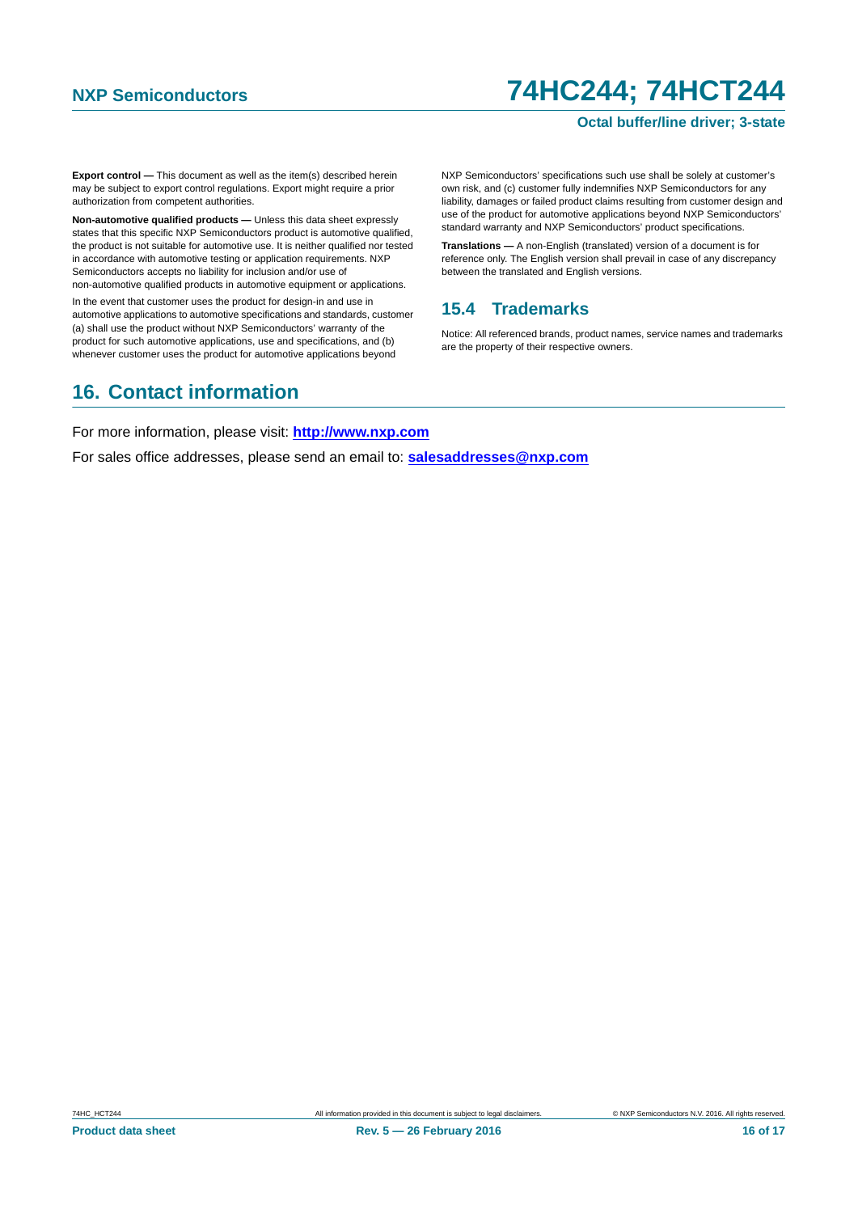**Export control —** This document as well as the item(s) described herein may be subject to export control regulations. Export might require a prior authorization from competent authorities.

**Non-automotive qualified products —** Unless this data sheet expressly states that this specific NXP Semiconductors product is automotive qualified, the product is not suitable for automotive use. It is neither qualified nor tested in accordance with automotive testing or application requirements. NXP Semiconductors accepts no liability for inclusion and/or use of non-automotive qualified products in automotive equipment or applications.

In the event that customer uses the product for design-in and use in automotive applications to automotive specifications and standards, customer (a) shall use the product without NXP Semiconductors' warranty of the product for such automotive applications, use and specifications, and (b) whenever customer uses the product for automotive applications beyond NXP Semiconductors' specifications such use shall be solely at customer's own risk, and (c) customer fully indemnifies NXP Semiconductors for any liability, damages or failed product claims resulting from customer design and use of the product for automotive applications beyond NXP Semiconductors' standard warranty and NXP Semiconductors' product specifications.

**Translations —** A non-English (translated) version of a document is for reference only. The English version shall prevail in case of any discrepancy between the translated and English versions.

### 15.4 Trademarks

Notice: All referenced brands, product names, service names and trademarks are the property of their respective owners.

## 16. Contact information

For more information, please visit: **http://www.nxp.com**

For sales office addresses, please send an email to: **salesaddresses@nxp.com**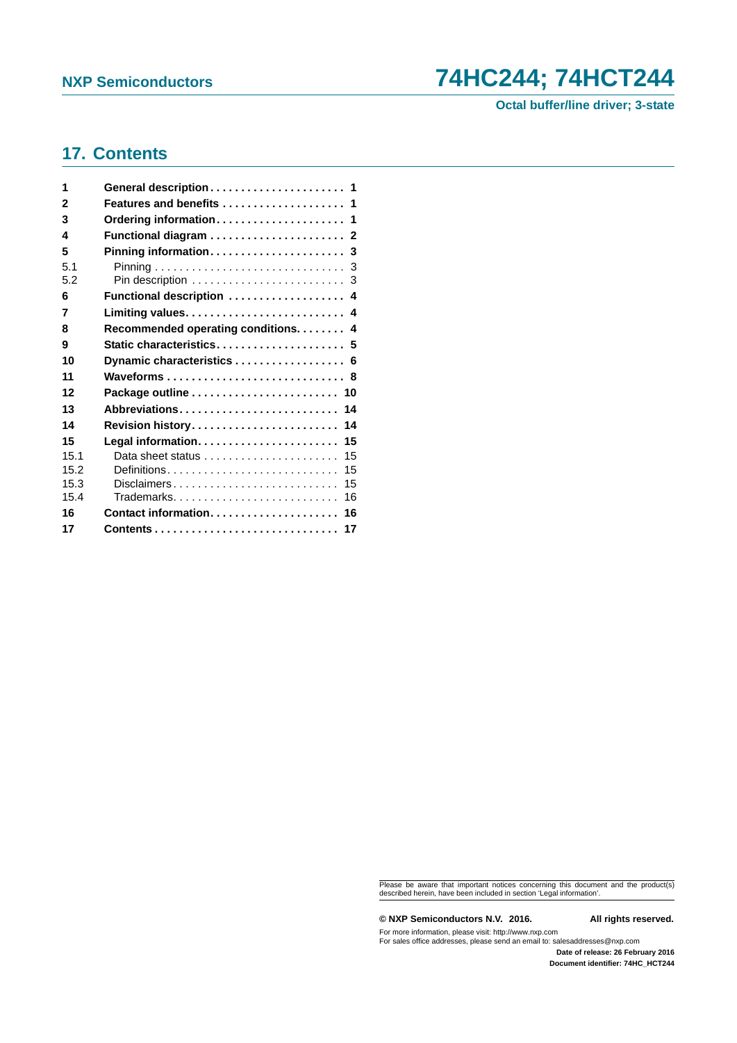## 17. Contents

| | | |
|---|---|---|
| **1** | **General description** | **1** |
| **2** | **Features and benefits** | **1** |
| **3** | **Ordering information** | **1** |
| **4** | **Functional diagram** | **2** |
| **5** | **Pinning information** | **3** |
| 5.1 | Pinning | 3 |
| 5.2 | Pin description | 3 |
| **6** | **Functional description** | **4** |
| **7** | **Limiting values** | **4** |
| **8** | **Recommended operating conditions** | **4** |
| **9** | **Static characteristics** | **5** |
| **10** | **Dynamic characteristics** | **6** |
| **11** | **Waveforms** | **8** |
| **12** | **Package outline** | **10** |
| **13** | **Abbreviations** | **14** |
| **14** | **Revision history** | **14** |
| **15** | **Legal information** | **15** |
| 15.1 | Data sheet status | 15 |
| 15.2 | Definitions | 15 |
| 15.3 | Disclaimers | 15 |
| 15.4 | Trademarks | 16 |
| **16** | **Contact information** | **16** |
| **17** | **Contents** | **17** |

Please be aware that important notices concerning this document and the product(s) described herein, have been included in section 'Legal information'.

**© NXP Semiconductors N.V. 2016. All rights reserved.**

For more information, please visit: http://www.nxp.com
For sales office addresses, please send an email to: salesaddresses@nxp.com

**Date of release: 26 February 2016**
**Document identifier: 74HC_HCT244**